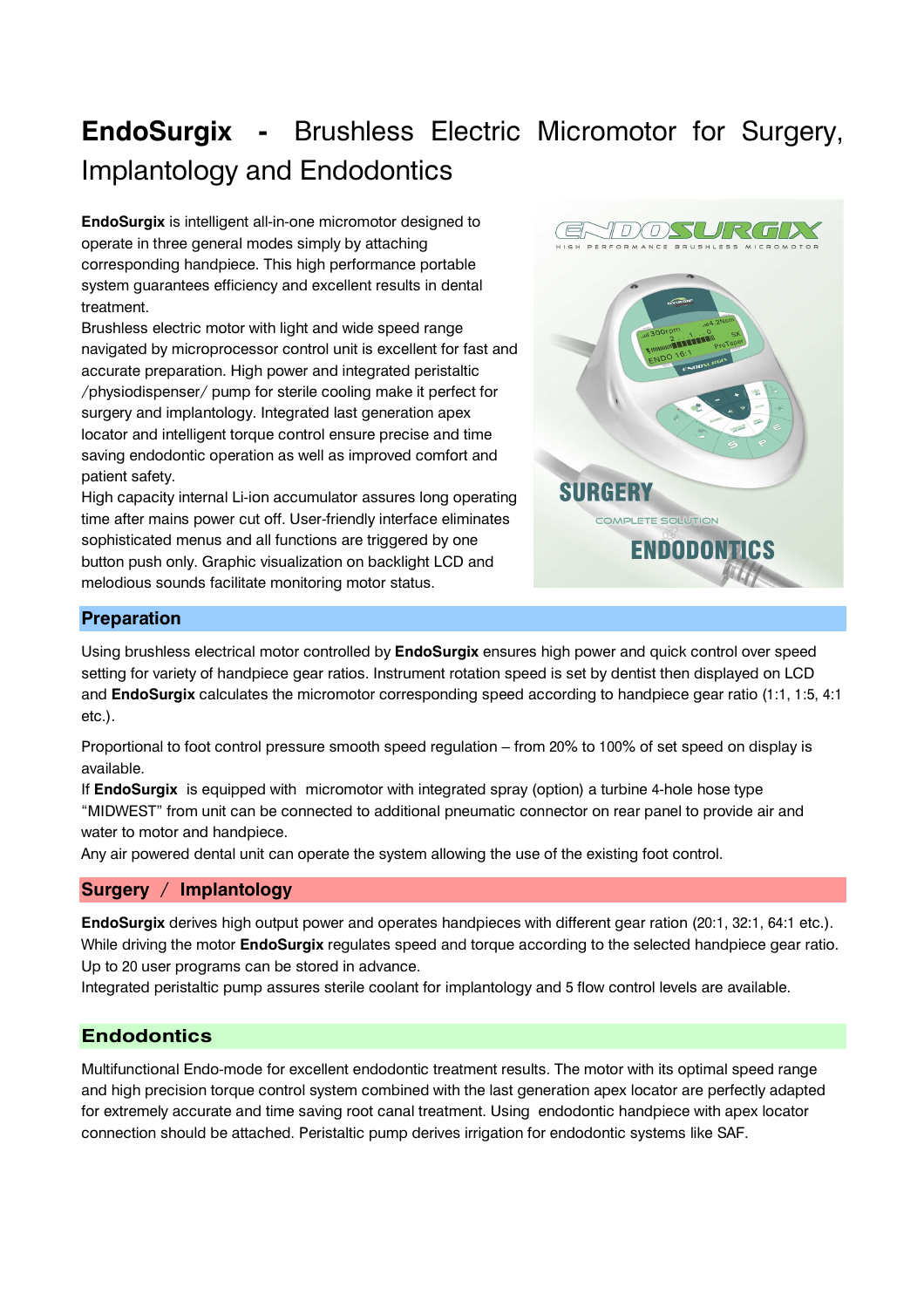# **EndoSurgix** - Brushless Electric Micromotor for Surgery, Implantology and Endodontics

**EndoSurgix** is intelligent all-in-one micromotor designed to operate in three general modes simply by attaching corresponding handpiece. This high performance portable system guarantees efficiency and excellent results in dental treatment.

Brushless electric motor with light and wide speed range navigated by microprocessor control unit is excellent for fast and accurate preparation. High power and integrated peristaltic /physiodispenser/ pump for sterile cooling make it perfect for surgery and implantology. Integrated last generation apex locator and intelligent torque control ensure precise and time saving endodontic operation as well as improved comfort and patient safety.

High capacity internal Li-ion accumulator assures long operating time after mains power cut off. User-friendly interface eliminates sophisticated menus and all functions are triggered by one button push only. Graphic visualization on backlight LCD and melodious sounds facilitate monitoring motor status.

## Preparation

Using brushless electrical motor controlled by **EndoSurgix** ensures high power and quick control over speed setting for variety of handpiece gear ratios. Instrument rotation speed is set by dentist then displayed on LCD and **EndoSurgix** calculates the micromotor corresponding speed according to handpiece gear ratio (1:1, 1:5, 4:1 etc.).

Proportional to foot control pressure smooth speed regulation – from 20% to 100% of set speed on display is available.

If **EndoSurgix** is equipped with micromotor with integrated spray (option) a turbine 4-hole hose type "MIDWEST" from unit can be connected to additional pneumatic connector on rear panel to provide air and water to motor and handpiece.

Any air powered dental unit can operate the system allowing the use of the existing foot control.

## Surgery / Implantology

**EndoSurgix** derives high output power and operates handpieces with different gear ration (20:1, 32:1, 64:1 etc.). While driving the motor **EndoSurgix** regulates speed and torque according to the selected handpiece gear ratio. Up to 20 user programs can be stored in advance.

Integrated peristaltic pump assures sterile coolant for implantology and 5 flow control levels are available.

## Endodontics

Multifunctional Endo-mode for excellent endodontic treatment results. The motor with its optimal speed range and high precision torque control system combined with the last generation apex locator are perfectly adapted for extremely accurate and time saving root canal treatment. Using endodontic handpiece with apex locator connection should be attached. Peristaltic pump derives irrigation for endodontic systems like SAF.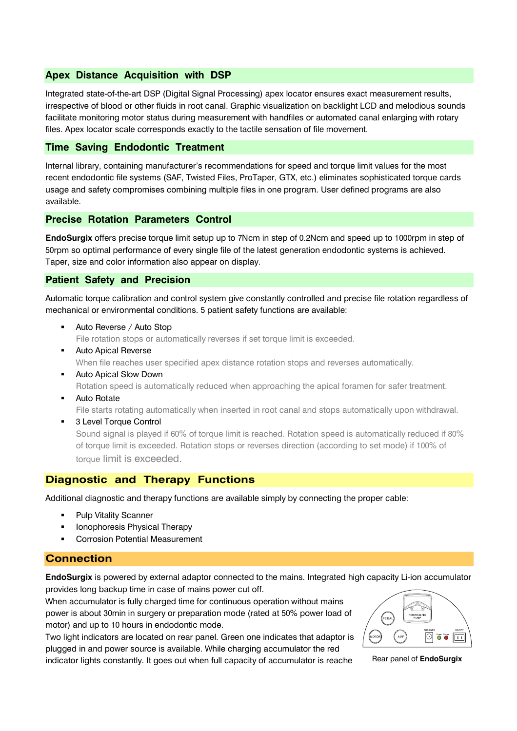## Apex Distance Acquisition with DSP

Integrated state-of-the-art DSP (Digital Signal Processing) apex locator ensures exact measurement results, irrespective of blood or other fluids in root canal. Graphic visualization on backlight LCD and melodious sounds facilitate monitoring motor status during measurement with handfiles or automated canal enlarging with rotary files. Apex locator scale corresponds exactly to the tactile sensation of file movement.

## Time Saving Endodontic Treatment

Internal library, containing manufacturer's recommendations for speed and torque limit values for the most recent endodontic file systems (SAF, Twisted Files, ProTaper, GTX, etc.) eliminates sophisticated torque cards usage and safety compromises combining multiple files in one program. User defined programs are also available.

## Precise Rotation Parameters Control

**EndoSurgix** offers precise torque limit setup up to 7Ncm in step of 0.2Ncm and speed up to 1000rpm in step of 50rpm so optimal performance of every single file of the latest generation endodontic systems is achieved. Taper, size and color information also appear on display.

## Patient Safety and Precision

Automatic torque calibration and control system give constantly controlled and precise file rotation regardless of mechanical or environmental conditions. 5 patient safety functions are available:

- Auto Reverse / Auto Stop
  File rotation stops or automatically reverses if set torque limit is exceeded.
- Auto Apical Reverse
  When file reaches user specified apex distance rotation stops and reverses automatically.
- Auto Apical Slow Down
  Rotation speed is automatically reduced when approaching the apical foramen for safer treatment.
- Auto Rotate
  File starts rotating automatically when inserted in root canal and stops automatically upon withdrawal.
- 3 Level Torque Control
  Sound signal is played if 60% of torque limit is reached. Rotation speed is automatically reduced if 80% of torque limit is exceeded. Rotation stops or reverses direction (according to set mode) if 100% of torque limit is exceeded.

## Diagnostic and Therapy Functions

Additional diagnostic and therapy functions are available simply by connecting the proper cable:

- Pulp Vitality Scanner
- Ionophoresis Physical Therapy
- Corrosion Potential Measurement

## Connection

**EndoSurgix** is powered by external adaptor connected to the mains. Integrated high capacity Li-ion accumulator provides long backup time in case of mains power cut off.

When accumulator is fully charged time for continuous operation without mains power is about 30min in surgery or preparation mode (rated at 50% power load of motor) and up to 10 hours in endodontic mode.

Two light indicators are located on rear panel. Green one indicates that adaptor is plugged in and power source is available. While charging accumulator the red indicator lights constantly. It goes out when full capacity of accumulator is reache

PEDAL
PERISTALTIC PUMP
MOTOR
AIR
CHARGER
Power Charge
ON/OFF

Rear panel of **EndoSurgix**